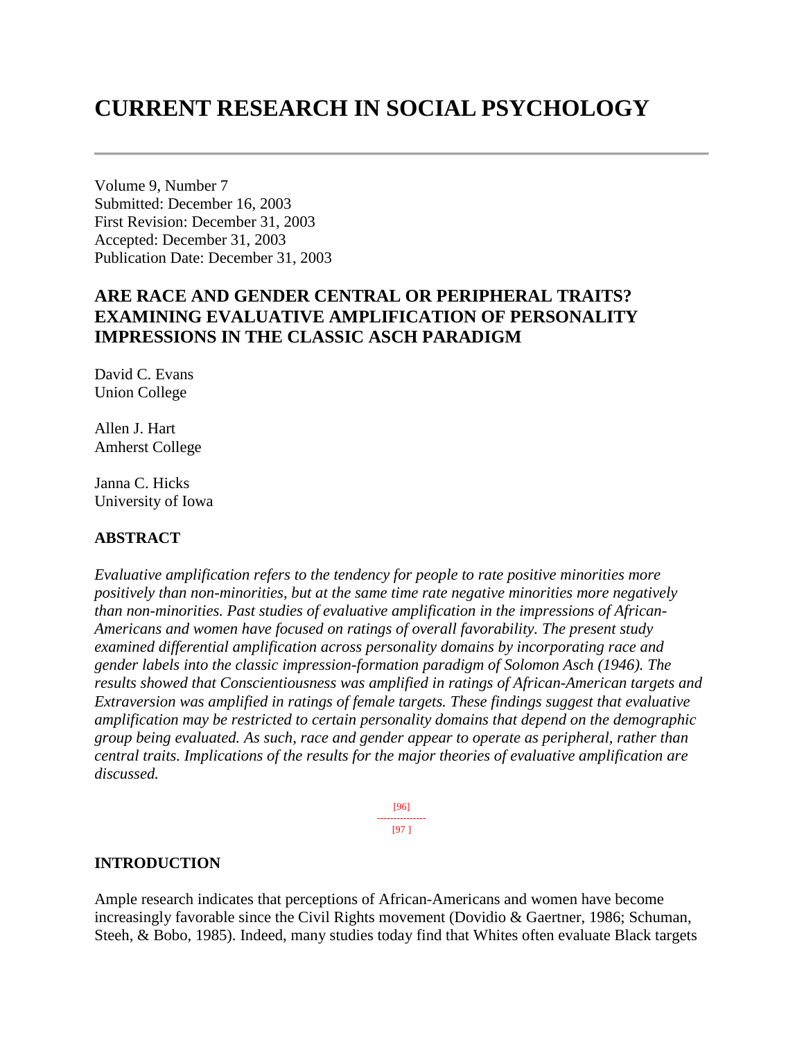# CURRENT RESEARCH IN SOCIAL PSYCHOLOGY

Volume 9, Number 7
Submitted: December 16, 2003
First Revision: December 31, 2003
Accepted: December 31, 2003
Publication Date: December 31, 2003

## ARE RACE AND GENDER CENTRAL OR PERIPHERAL TRAITS? EXAMINING EVALUATIVE AMPLIFICATION OF PERSONALITY IMPRESSIONS IN THE CLASSIC ASCH PARADIGM

David C. Evans
Union College

Allen J. Hart
Amherst College

Janna C. Hicks
University of Iowa

### ABSTRACT

*Evaluative amplification refers to the tendency for people to rate positive minorities more positively than non-minorities, but at the same time rate negative minorities more negatively than non-minorities. Past studies of evaluative amplification in the impressions of African-Americans and women have focused on ratings of overall favorability. The present study examined differential amplification across personality domains by incorporating race and gender labels into the classic impression-formation paradigm of Solomon Asch (1946). The results showed that Conscientiousness was amplified in ratings of African-American targets and Extraversion was amplified in ratings of female targets. These findings suggest that evaluative amplification may be restricted to certain personality domains that depend on the demographic group being evaluated. As such, race and gender appear to operate as peripheral, rather than central traits. Implications of the results for the major theories of evaluative amplification are discussed.*

### INTRODUCTION

Ample research indicates that perceptions of African-Americans and women have become increasingly favorable since the Civil Rights movement (Dovidio & Gaertner, 1986; Schuman, Steeh, & Bobo, 1985). Indeed, many studies today find that Whites often evaluate Black targets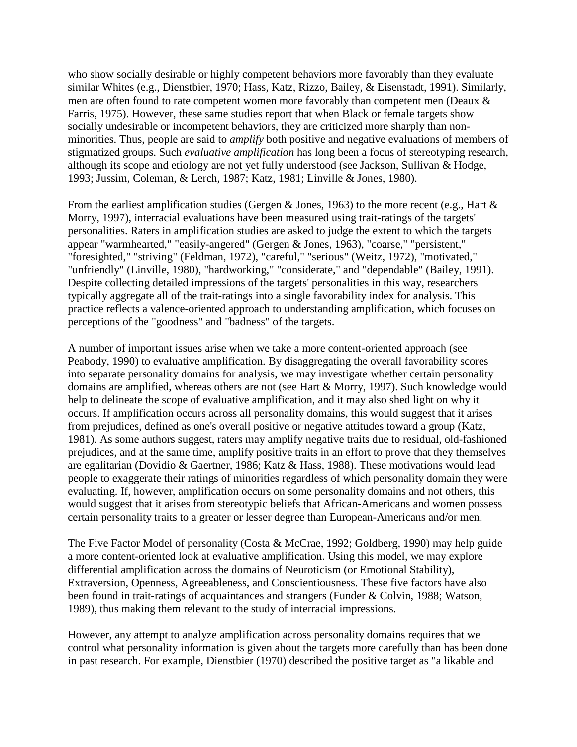who show socially desirable or highly competent behaviors more favorably than they evaluate similar Whites (e.g., Dienstbier, 1970; Hass, Katz, Rizzo, Bailey, & Eisenstadt, 1991). Similarly, men are often found to rate competent women more favorably than competent men (Deaux & Farris, 1975). However, these same studies report that when Black or female targets show socially undesirable or incompetent behaviors, they are criticized more sharply than non-minorities. Thus, people are said to *amplify* both positive and negative evaluations of members of stigmatized groups. Such *evaluative amplification* has long been a focus of stereotyping research, although its scope and etiology are not yet fully understood (see Jackson, Sullivan & Hodge, 1993; Jussim, Coleman, & Lerch, 1987; Katz, 1981; Linville & Jones, 1980).

From the earliest amplification studies (Gergen & Jones, 1963) to the more recent (e.g., Hart & Morry, 1997), interracial evaluations have been measured using trait-ratings of the targets' personalities. Raters in amplification studies are asked to judge the extent to which the targets appear "warmhearted," "easily-angered" (Gergen & Jones, 1963), "coarse," "persistent," "foresighted," "striving" (Feldman, 1972), "careful," "serious" (Weitz, 1972), "motivated," "unfriendly" (Linville, 1980), "hardworking," "considerate," and "dependable" (Bailey, 1991). Despite collecting detailed impressions of the targets' personalities in this way, researchers typically aggregate all of the trait-ratings into a single favorability index for analysis. This practice reflects a valence-oriented approach to understanding amplification, which focuses on perceptions of the "goodness" and "badness" of the targets.

A number of important issues arise when we take a more content-oriented approach (see Peabody, 1990) to evaluative amplification. By disaggregating the overall favorability scores into separate personality domains for analysis, we may investigate whether certain personality domains are amplified, whereas others are not (see Hart & Morry, 1997). Such knowledge would help to delineate the scope of evaluative amplification, and it may also shed light on why it occurs. If amplification occurs across all personality domains, this would suggest that it arises from prejudices, defined as one's overall positive or negative attitudes toward a group (Katz, 1981). As some authors suggest, raters may amplify negative traits due to residual, old-fashioned prejudices, and at the same time, amplify positive traits in an effort to prove that they themselves are egalitarian (Dovidio & Gaertner, 1986; Katz & Hass, 1988). These motivations would lead people to exaggerate their ratings of minorities regardless of which personality domain they were evaluating. If, however, amplification occurs on some personality domains and not others, this would suggest that it arises from stereotypic beliefs that African-Americans and women possess certain personality traits to a greater or lesser degree than European-Americans and/or men.

The Five Factor Model of personality (Costa & McCrae, 1992; Goldberg, 1990) may help guide a more content-oriented look at evaluative amplification. Using this model, we may explore differential amplification across the domains of Neuroticism (or Emotional Stability), Extraversion, Openness, Agreeableness, and Conscientiousness. These five factors have also been found in trait-ratings of acquaintances and strangers (Funder & Colvin, 1988; Watson, 1989), thus making them relevant to the study of interracial impressions.

However, any attempt to analyze amplification across personality domains requires that we control what personality information is given about the targets more carefully than has been done in past research. For example, Dienstbier (1970) described the positive target as "a likable and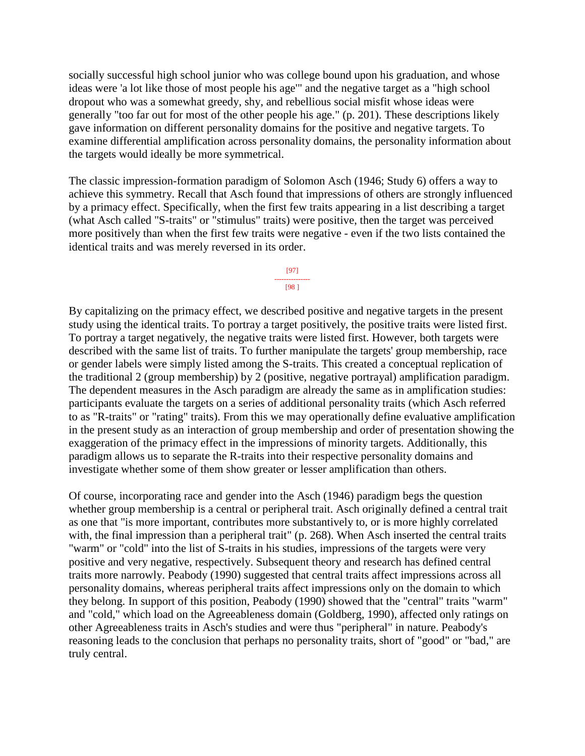socially successful high school junior who was college bound upon his graduation, and whose ideas were 'a lot like those of most people his age'" and the negative target as a "high school dropout who was a somewhat greedy, shy, and rebellious social misfit whose ideas were generally "too far out for most of the other people his age." (p. 201). These descriptions likely gave information on different personality domains for the positive and negative targets. To examine differential amplification across personality domains, the personality information about the targets would ideally be more symmetrical.

The classic impression-formation paradigm of Solomon Asch (1946; Study 6) offers a way to achieve this symmetry. Recall that Asch found that impressions of others are strongly influenced by a primacy effect. Specifically, when the first few traits appearing in a list describing a target (what Asch called "S-traits" or "stimulus" traits) were positive, then the target was perceived more positively than when the first few traits were negative - even if the two lists contained the identical traits and was merely reversed in its order.

By capitalizing on the primacy effect, we described positive and negative targets in the present study using the identical traits. To portray a target positively, the positive traits were listed first. To portray a target negatively, the negative traits were listed first. However, both targets were described with the same list of traits. To further manipulate the targets' group membership, race or gender labels were simply listed among the S-traits. This created a conceptual replication of the traditional 2 (group membership) by 2 (positive, negative portrayal) amplification paradigm. The dependent measures in the Asch paradigm are already the same as in amplification studies: participants evaluate the targets on a series of additional personality traits (which Asch referred to as "R-traits" or "rating" traits). From this we may operationally define evaluative amplification in the present study as an interaction of group membership and order of presentation showing the exaggeration of the primacy effect in the impressions of minority targets. Additionally, this paradigm allows us to separate the R-traits into their respective personality domains and investigate whether some of them show greater or lesser amplification than others.

Of course, incorporating race and gender into the Asch (1946) paradigm begs the question whether group membership is a central or peripheral trait. Asch originally defined a central trait as one that "is more important, contributes more substantively to, or is more highly correlated with, the final impression than a peripheral trait" (p. 268). When Asch inserted the central traits "warm" or "cold" into the list of S-traits in his studies, impressions of the targets were very positive and very negative, respectively. Subsequent theory and research has defined central traits more narrowly. Peabody (1990) suggested that central traits affect impressions across all personality domains, whereas peripheral traits affect impressions only on the domain to which they belong. In support of this position, Peabody (1990) showed that the "central" traits "warm" and "cold," which load on the Agreeableness domain (Goldberg, 1990), affected only ratings on other Agreeableness traits in Asch's studies and were thus "peripheral" in nature. Peabody's reasoning leads to the conclusion that perhaps no personality traits, short of "good" or "bad," are truly central.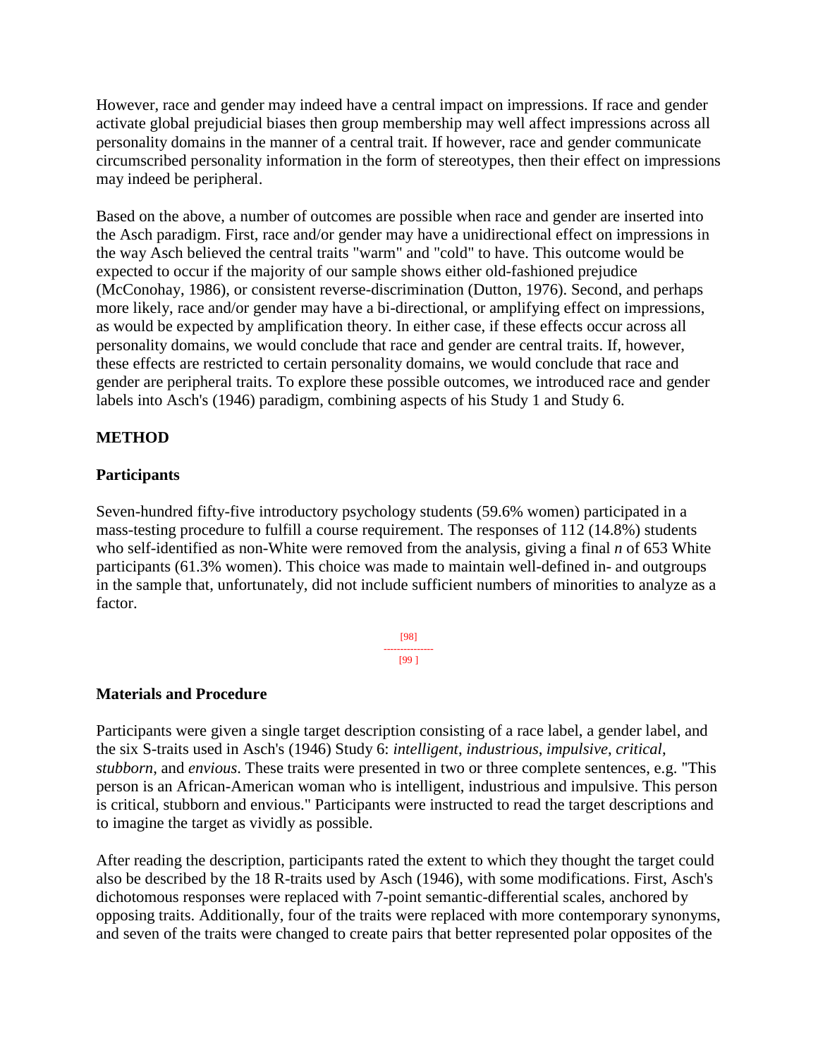However, race and gender may indeed have a central impact on impressions. If race and gender activate global prejudicial biases then group membership may well affect impressions across all personality domains in the manner of a central trait. If however, race and gender communicate circumscribed personality information in the form of stereotypes, then their effect on impressions may indeed be peripheral.

Based on the above, a number of outcomes are possible when race and gender are inserted into the Asch paradigm. First, race and/or gender may have a unidirectional effect on impressions in the way Asch believed the central traits "warm" and "cold" to have. This outcome would be expected to occur if the majority of our sample shows either old-fashioned prejudice (McConohay, 1986), or consistent reverse-discrimination (Dutton, 1976). Second, and perhaps more likely, race and/or gender may have a bi-directional, or amplifying effect on impressions, as would be expected by amplification theory. In either case, if these effects occur across all personality domains, we would conclude that race and gender are central traits. If, however, these effects are restricted to certain personality domains, we would conclude that race and gender are peripheral traits. To explore these possible outcomes, we introduced race and gender labels into Asch's (1946) paradigm, combining aspects of his Study 1 and Study 6.

## METHOD

### Participants

Seven-hundred fifty-five introductory psychology students (59.6% women) participated in a mass-testing procedure to fulfill a course requirement. The responses of 112 (14.8%) students who self-identified as non-White were removed from the analysis, giving a final *n* of 653 White participants (61.3% women). This choice was made to maintain well-defined in- and outgroups in the sample that, unfortunately, did not include sufficient numbers of minorities to analyze as a factor.

### Materials and Procedure

Participants were given a single target description consisting of a race label, a gender label, and the six S-traits used in Asch's (1946) Study 6: *intelligent*, *industrious*, *impulsive*, *critical*, *stubborn*, and *envious*. These traits were presented in two or three complete sentences, e.g. "This person is an African-American woman who is intelligent, industrious and impulsive. This person is critical, stubborn and envious." Participants were instructed to read the target descriptions and to imagine the target as vividly as possible.

After reading the description, participants rated the extent to which they thought the target could also be described by the 18 R-traits used by Asch (1946), with some modifications. First, Asch's dichotomous responses were replaced with 7-point semantic-differential scales, anchored by opposing traits. Additionally, four of the traits were replaced with more contemporary synonyms, and seven of the traits were changed to create pairs that better represented polar opposites of the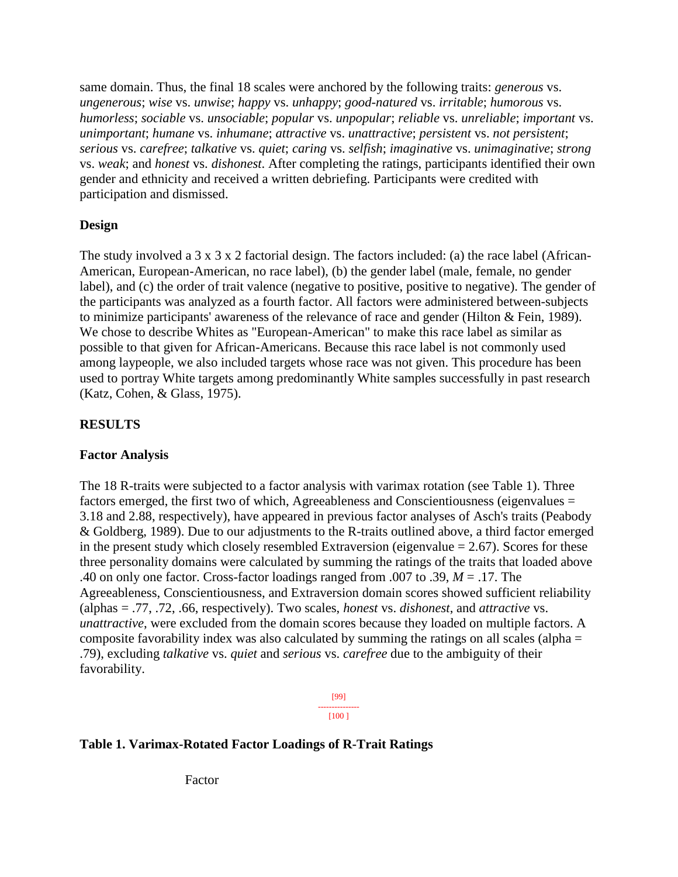same domain. Thus, the final 18 scales were anchored by the following traits: *generous* vs. *ungenerous*; *wise* vs. *unwise*; *happy* vs. *unhappy*; *good-natured* vs. *irritable*; *humorous* vs. *humorless*; *sociable* vs. *unsociable*; *popular* vs. *unpopular*; *reliable* vs. *unreliable*; *important* vs. *unimportant*; *humane* vs. *inhumane*; *attractive* vs. *unattractive*; *persistent* vs. *not persistent*; *serious* vs. *carefree*; *talkative* vs. *quiet*; *caring* vs. *selfish*; *imaginative* vs. *unimaginative*; *strong* vs. *weak*; and *honest* vs. *dishonest*. After completing the ratings, participants identified their own gender and ethnicity and received a written debriefing. Participants were credited with participation and dismissed.

### Design

The study involved a 3 x 3 x 2 factorial design. The factors included: (a) the race label (African-American, European-American, no race label), (b) the gender label (male, female, no gender label), and (c) the order of trait valence (negative to positive, positive to negative). The gender of the participants was analyzed as a fourth factor. All factors were administered between-subjects to minimize participants' awareness of the relevance of race and gender (Hilton & Fein, 1989). We chose to describe Whites as "European-American" to make this race label as similar as possible to that given for African-Americans. Because this race label is not commonly used among laypeople, we also included targets whose race was not given. This procedure has been used to portray White targets among predominantly White samples successfully in past research (Katz, Cohen, & Glass, 1975).

## RESULTS

### Factor Analysis

The 18 R-traits were subjected to a factor analysis with varimax rotation (see Table 1). Three factors emerged, the first two of which, Agreeableness and Conscientiousness (eigenvalues = 3.18 and 2.88, respectively), have appeared in previous factor analyses of Asch's traits (Peabody & Goldberg, 1989). Due to our adjustments to the R-traits outlined above, a third factor emerged in the present study which closely resembled Extraversion (eigenvalue = 2.67). Scores for these three personality domains were calculated by summing the ratings of the traits that loaded above .40 on only one factor. Cross-factor loadings ranged from .007 to .39, $M = .17$. The Agreeableness, Conscientiousness, and Extraversion domain scores showed sufficient reliability (alphas = .77, .72, .66, respectively). Two scales, *honest* vs. *dishonest*, and *attractive* vs. *unattractive*, were excluded from the domain scores because they loaded on multiple factors. A composite favorability index was also calculated by summing the ratings on all scales (alpha = .79), excluding *talkative* vs. *quiet* and *serious* vs. *carefree* due to the ambiguity of their favorability.

### Table 1. Varimax-Rotated Factor Loadings of R-Trait Ratings

Factor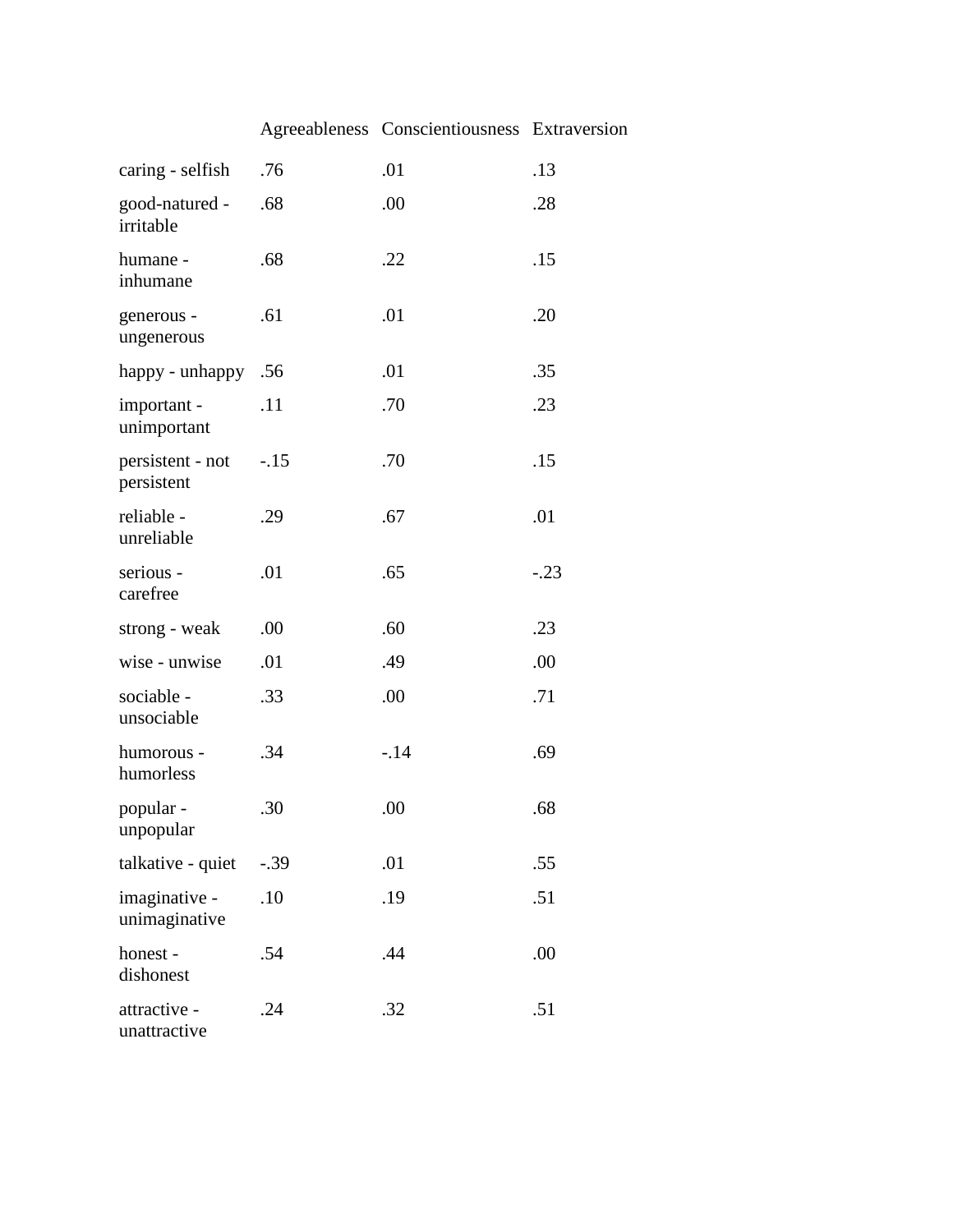| | Agreeableness | Conscientiousness | Extraversion |
|---|---|---|---|
| caring - selfish | .76 | .01 | .13 |
| good-natured - irritable | .68 | .00 | .28 |
| humane - inhumane | .68 | .22 | .15 |
| generous - ungenerous | .61 | .01 | .20 |
| happy - unhappy | .56 | .01 | .35 |
| important - unimportant | .11 | .70 | .23 |
| persistent - not persistent | -.15 | .70 | .15 |
| reliable - unreliable | .29 | .67 | .01 |
| serious - carefree | .01 | .65 | -.23 |
| strong - weak | .00 | .60 | .23 |
| wise - unwise | .01 | .49 | .00 |
| sociable - unsociable | .33 | .00 | .71 |
| humorous - humorless | .34 | -.14 | .69 |
| popular - unpopular | .30 | .00 | .68 |
| talkative - quiet | -.39 | .01 | .55 |
| imaginative - unimaginative | .10 | .19 | .51 |
| honest - dishonest | .54 | .44 | .00 |
| attractive - unattractive | .24 | .32 | .51 |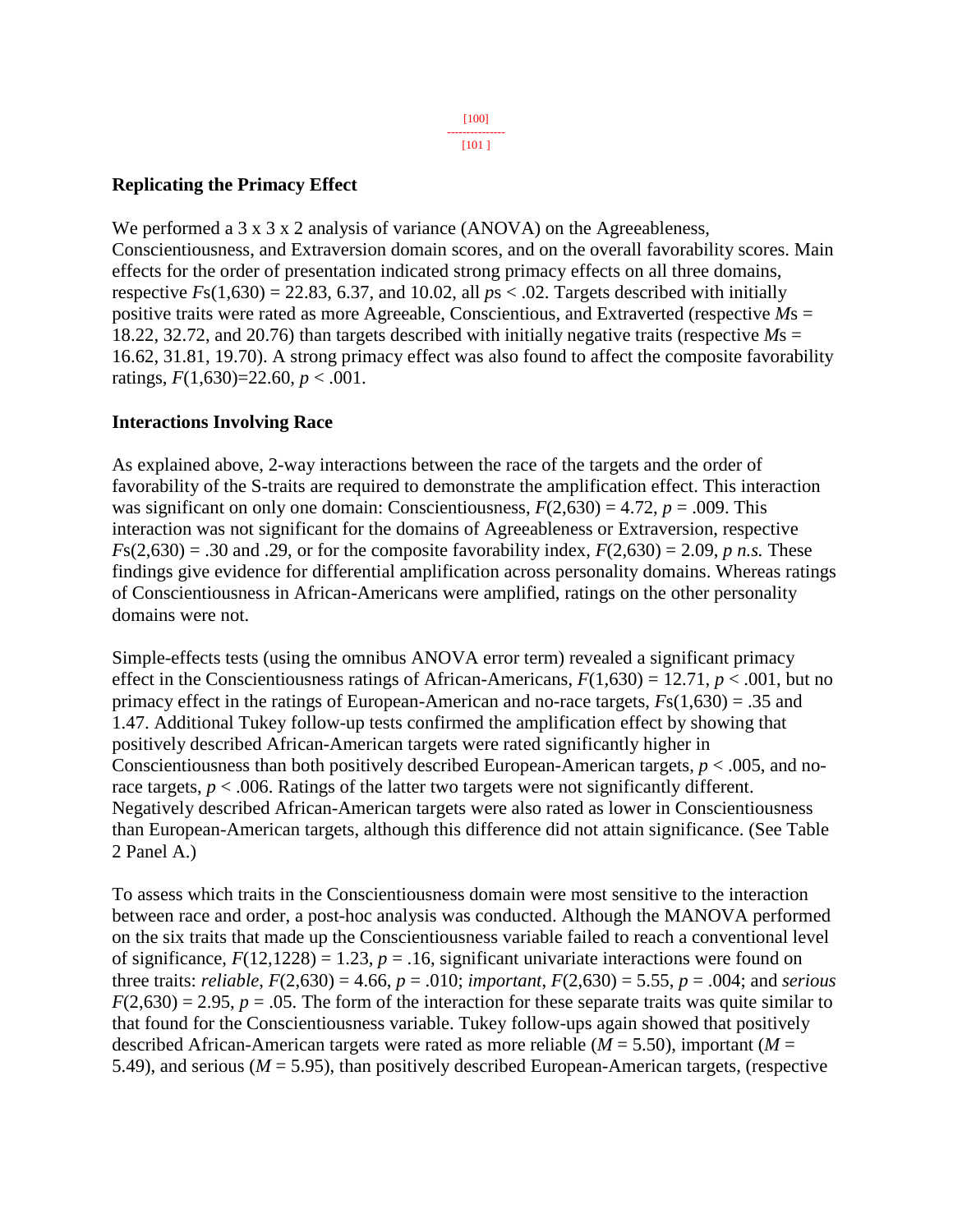## Replicating the Primacy Effect

We performed a 3 x 3 x 2 analysis of variance (ANOVA) on the Agreeableness, Conscientiousness, and Extraversion domain scores, and on the overall favorability scores. Main effects for the order of presentation indicated strong primacy effects on all three domains, respective $F$s(1,630) = 22.83, 6.37, and 10.02, all $p$s < .02. Targets described with initially positive traits were rated as more Agreeable, Conscientious, and Extraverted (respective $M$s = 18.22, 32.72, and 20.76) than targets described with initially negative traits (respective $M$s = 16.62, 31.81, 19.70). A strong primacy effect was also found to affect the composite favorability ratings, $F(1,630)=22.60$, $p < .001$.

## Interactions Involving Race

As explained above, 2-way interactions between the race of the targets and the order of favorability of the S-traits are required to demonstrate the amplification effect. This interaction was significant on only one domain: Conscientiousness, $F(2,630) = 4.72$, $p = .009$. This interaction was not significant for the domains of Agreeableness or Extraversion, respective $F$s(2,630) = .30 and .29, or for the composite favorability index, $F(2,630) = 2.09$, *p n.s.* These findings give evidence for differential amplification across personality domains. Whereas ratings of Conscientiousness in African-Americans were amplified, ratings on the other personality domains were not.

Simple-effects tests (using the omnibus ANOVA error term) revealed a significant primacy effect in the Conscientiousness ratings of African-Americans, $F(1,630) = 12.71$, $p < .001$, but no primacy effect in the ratings of European-American and no-race targets, $F$s(1,630) = .35 and 1.47. Additional Tukey follow-up tests confirmed the amplification effect by showing that positively described African-American targets were rated significantly higher in Conscientiousness than both positively described European-American targets, $p < .005$, and no-race targets, $p < .006$. Ratings of the latter two targets were not significantly different. Negatively described African-American targets were also rated as lower in Conscientiousness than European-American targets, although this difference did not attain significance. (See Table 2 Panel A.)

To assess which traits in the Conscientiousness domain were most sensitive to the interaction between race and order, a post-hoc analysis was conducted. Although the MANOVA performed on the six traits that made up the Conscientiousness variable failed to reach a conventional level of significance, $F(12,1228) = 1.23$, $p = .16$, significant univariate interactions were found on three traits: *reliable*, $F(2,630) = 4.66$, $p = .010$; *important*, $F(2,630) = 5.55$, $p = .004$; and *serious* $F(2,630) = 2.95$, $p = .05$. The form of the interaction for these separate traits was quite similar to that found for the Conscientiousness variable. Tukey follow-ups again showed that positively described African-American targets were rated as more reliable ($M = 5.50$), important ($M = 5.49$), and serious ($M = 5.95$), than positively described European-American targets, (respective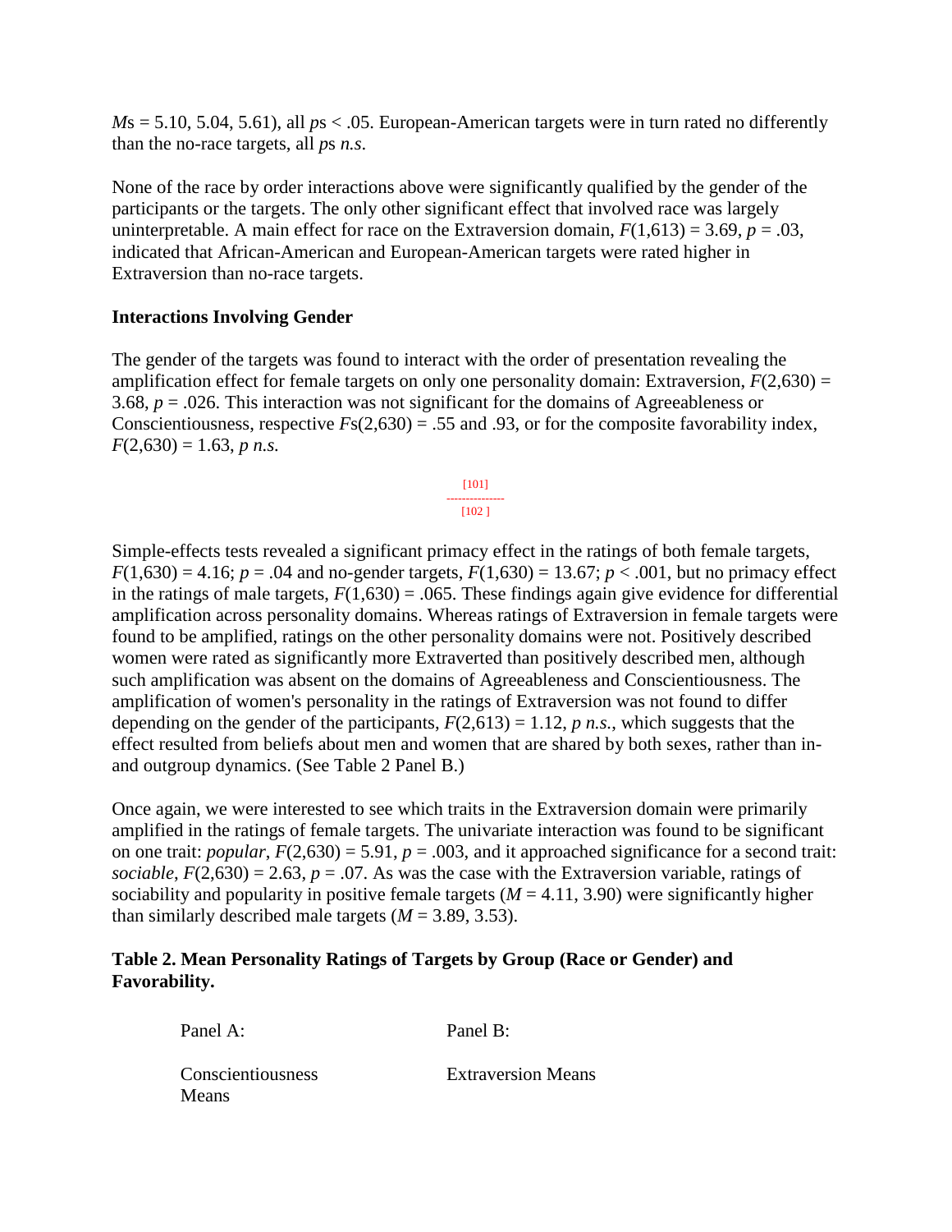$M$s = 5.10, 5.04, 5.61), all $p$s < .05. European-American targets were in turn rated no differently than the no-race targets, all $p$s *n.s.*

None of the race by order interactions above were significantly qualified by the gender of the participants or the targets. The only other significant effect that involved race was largely uninterpretable. A main effect for race on the Extraversion domain, $F(1,613) = 3.69$, $p = .03$, indicated that African-American and European-American targets were rated higher in Extraversion than no-race targets.

### Interactions Involving Gender

The gender of the targets was found to interact with the order of presentation revealing the amplification effect for female targets on only one personality domain: Extraversion, $F(2,630) = 3.68$, $p = .026$. This interaction was not significant for the domains of Agreeableness or Conscientiousness, respective $F$s(2,630) = .55 and .93, or for the composite favorability index, $F(2,630) = 1.63$, $p$ *n.s.*

[101]
---------------
[102 ]

Simple-effects tests revealed a significant primacy effect in the ratings of both female targets, $F(1,630) = 4.16$; $p = .04$ and no-gender targets, $F(1,630) = 13.67$; $p < .001$, but no primacy effect in the ratings of male targets, $F(1,630) = .065$. These findings again give evidence for differential amplification across personality domains. Whereas ratings of Extraversion in female targets were found to be amplified, ratings on the other personality domains were not. Positively described women were rated as significantly more Extraverted than positively described men, although such amplification was absent on the domains of Agreeableness and Conscientiousness. The amplification of women's personality in the ratings of Extraversion was not found to differ depending on the gender of the participants, $F(2,613) = 1.12$, $p$ *n.s.*, which suggests that the effect resulted from beliefs about men and women that are shared by both sexes, rather than in- and outgroup dynamics. (See Table 2 Panel B.)

Once again, we were interested to see which traits in the Extraversion domain were primarily amplified in the ratings of female targets. The univariate interaction was found to be significant on one trait: *popular*, $F(2,630) = 5.91$, $p = .003$, and it approached significance for a second trait: *sociable*, $F(2,630) = 2.63$, $p = .07$. As was the case with the Extraversion variable, ratings of sociability and popularity in positive female targets ($M = 4.11$, 3.90) were significantly higher than similarly described male targets ($M = 3.89$, 3.53).

**Table 2. Mean Personality Ratings of Targets by Group (Race or Gender) and Favorability.**

| Panel A: | Panel B: |
|---|---|
| Conscientiousness Means | Extraversion Means |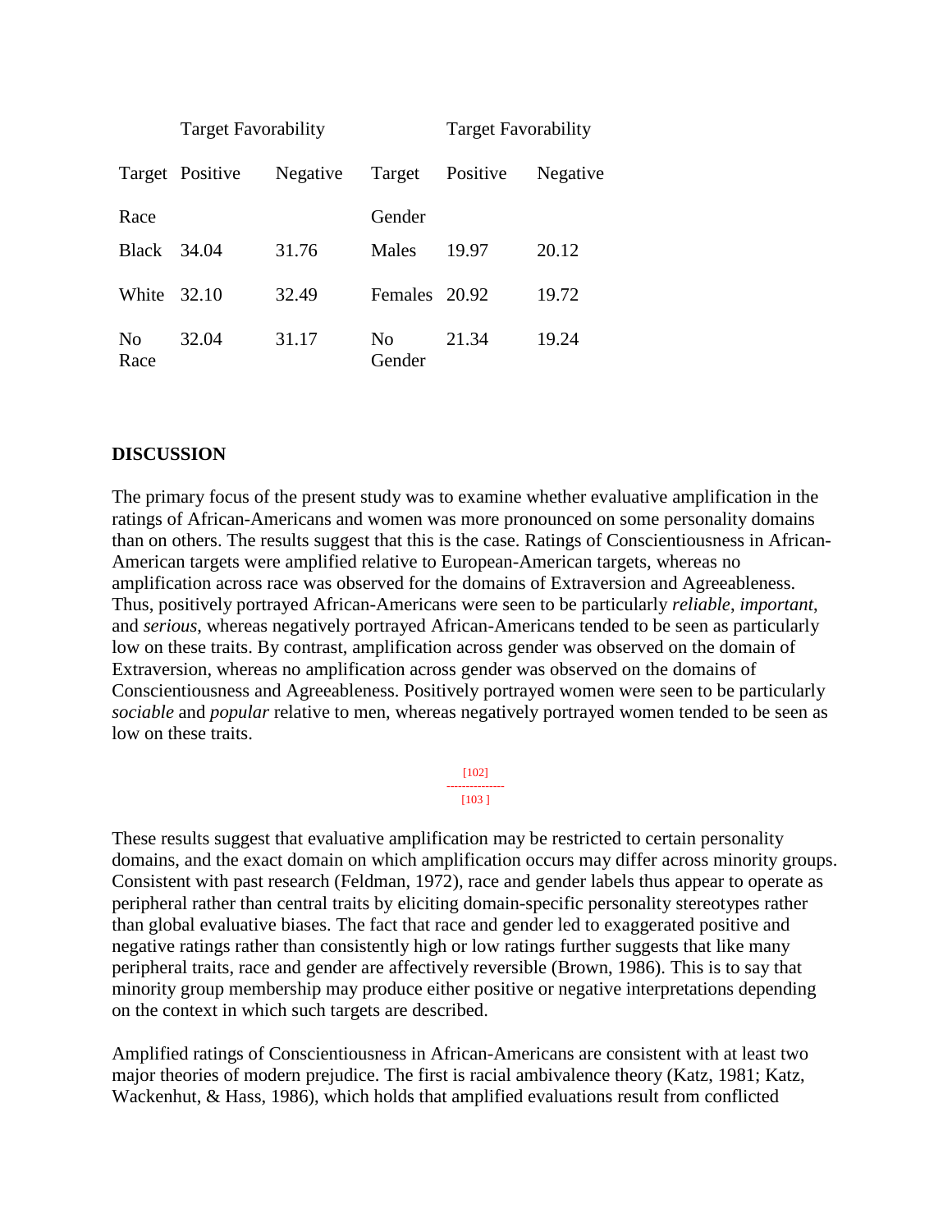| | Target Favorability | | | Target Favorability | |
|---|---|---|---|---|---|
| Target | Positive | Negative | Target | Positive | Negative |
| Race | | | Gender | | |
| Black | 34.04 | 31.76 | Males | 19.97 | 20.12 |
| White | 32.10 | 32.49 | Females | 20.92 | 19.72 |
| No Race | 32.04 | 31.17 | No Gender | 21.34 | 19.24 |

## DISCUSSION

The primary focus of the present study was to examine whether evaluative amplification in the ratings of African-Americans and women was more pronounced on some personality domains than on others. The results suggest that this is the case. Ratings of Conscientiousness in African-American targets were amplified relative to European-American targets, whereas no amplification across race was observed for the domains of Extraversion and Agreeableness. Thus, positively portrayed African-Americans were seen to be particularly *reliable*, *important*, and *serious*, whereas negatively portrayed African-Americans tended to be seen as particularly low on these traits. By contrast, amplification across gender was observed on the domain of Extraversion, whereas no amplification across gender was observed on the domains of Conscientiousness and Agreeableness. Positively portrayed women were seen to be particularly *sociable* and *popular* relative to men, whereas negatively portrayed women tended to be seen as low on these traits.

These results suggest that evaluative amplification may be restricted to certain personality domains, and the exact domain on which amplification occurs may differ across minority groups. Consistent with past research (Feldman, 1972), race and gender labels thus appear to operate as peripheral rather than central traits by eliciting domain-specific personality stereotypes rather than global evaluative biases. The fact that race and gender led to exaggerated positive and negative ratings rather than consistently high or low ratings further suggests that like many peripheral traits, race and gender are affectively reversible (Brown, 1986). This is to say that minority group membership may produce either positive or negative interpretations depending on the context in which such targets are described.

Amplified ratings of Conscientiousness in African-Americans are consistent with at least two major theories of modern prejudice. The first is racial ambivalence theory (Katz, 1981; Katz, Wackenhut, & Hass, 1986), which holds that amplified evaluations result from conflicted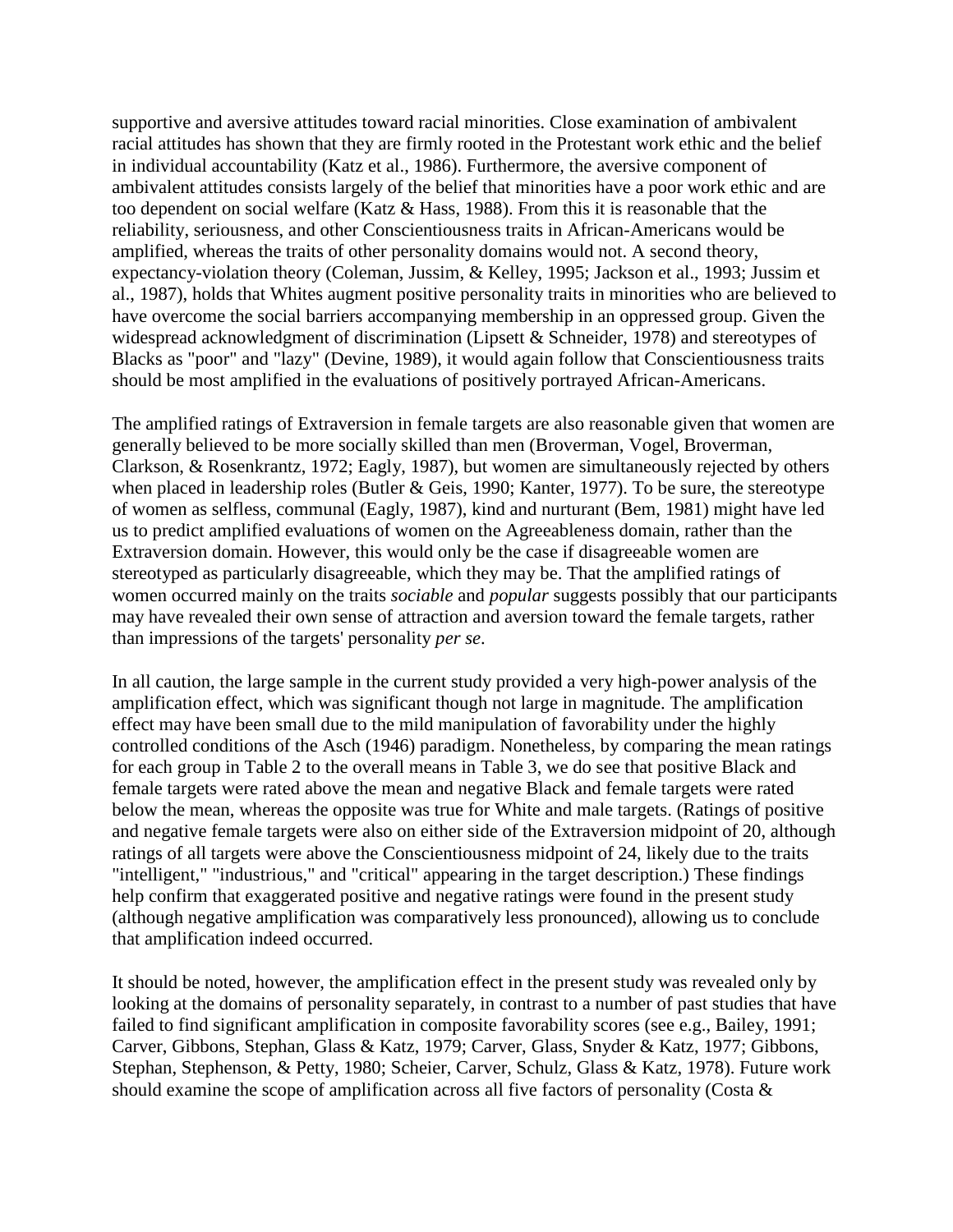supportive and aversive attitudes toward racial minorities. Close examination of ambivalent racial attitudes has shown that they are firmly rooted in the Protestant work ethic and the belief in individual accountability (Katz et al., 1986). Furthermore, the aversive component of ambivalent attitudes consists largely of the belief that minorities have a poor work ethic and are too dependent on social welfare (Katz & Hass, 1988). From this it is reasonable that the reliability, seriousness, and other Conscientiousness traits in African-Americans would be amplified, whereas the traits of other personality domains would not. A second theory, expectancy-violation theory (Coleman, Jussim, & Kelley, 1995; Jackson et al., 1993; Jussim et al., 1987), holds that Whites augment positive personality traits in minorities who are believed to have overcome the social barriers accompanying membership in an oppressed group. Given the widespread acknowledgment of discrimination (Lipsett & Schneider, 1978) and stereotypes of Blacks as "poor" and "lazy" (Devine, 1989), it would again follow that Conscientiousness traits should be most amplified in the evaluations of positively portrayed African-Americans.

The amplified ratings of Extraversion in female targets are also reasonable given that women are generally believed to be more socially skilled than men (Broverman, Vogel, Broverman, Clarkson, & Rosenkrantz, 1972; Eagly, 1987), but women are simultaneously rejected by others when placed in leadership roles (Butler & Geis, 1990; Kanter, 1977). To be sure, the stereotype of women as selfless, communal (Eagly, 1987), kind and nurturant (Bem, 1981) might have led us to predict amplified evaluations of women on the Agreeableness domain, rather than the Extraversion domain. However, this would only be the case if disagreeable women are stereotyped as particularly disagreeable, which they may be. That the amplified ratings of women occurred mainly on the traits *sociable* and *popular* suggests possibly that our participants may have revealed their own sense of attraction and aversion toward the female targets, rather than impressions of the targets' personality *per se*.

In all caution, the large sample in the current study provided a very high-power analysis of the amplification effect, which was significant though not large in magnitude. The amplification effect may have been small due to the mild manipulation of favorability under the highly controlled conditions of the Asch (1946) paradigm. Nonetheless, by comparing the mean ratings for each group in Table 2 to the overall means in Table 3, we do see that positive Black and female targets were rated above the mean and negative Black and female targets were rated below the mean, whereas the opposite was true for White and male targets. (Ratings of positive and negative female targets were also on either side of the Extraversion midpoint of 20, although ratings of all targets were above the Conscientiousness midpoint of 24, likely due to the traits "intelligent," "industrious," and "critical" appearing in the target description.) These findings help confirm that exaggerated positive and negative ratings were found in the present study (although negative amplification was comparatively less pronounced), allowing us to conclude that amplification indeed occurred.

It should be noted, however, the amplification effect in the present study was revealed only by looking at the domains of personality separately, in contrast to a number of past studies that have failed to find significant amplification in composite favorability scores (see e.g., Bailey, 1991; Carver, Gibbons, Stephan, Glass & Katz, 1979; Carver, Glass, Snyder & Katz, 1977; Gibbons, Stephan, Stephenson, & Petty, 1980; Scheier, Carver, Schulz, Glass & Katz, 1978). Future work should examine the scope of amplification across all five factors of personality (Costa &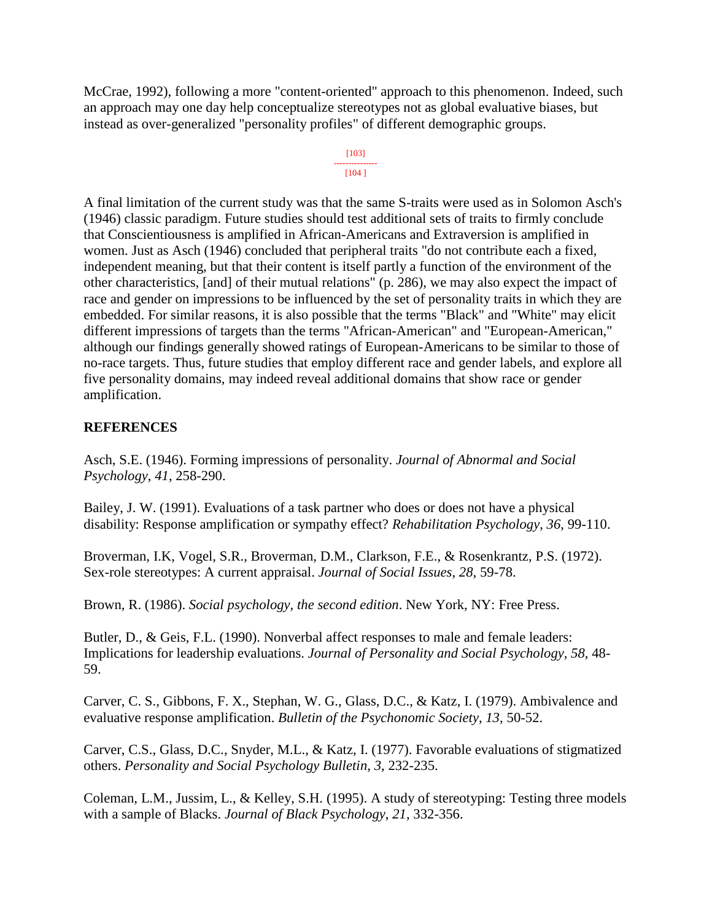McCrae, 1992), following a more "content-oriented" approach to this phenomenon. Indeed, such an approach may one day help conceptualize stereotypes not as global evaluative biases, but instead as over-generalized "personality profiles" of different demographic groups.

A final limitation of the current study was that the same S-traits were used as in Solomon Asch's (1946) classic paradigm. Future studies should test additional sets of traits to firmly conclude that Conscientiousness is amplified in African-Americans and Extraversion is amplified in women. Just as Asch (1946) concluded that peripheral traits "do not contribute each a fixed, independent meaning, but that their content is itself partly a function of the environment of the other characteristics, [and] of their mutual relations" (p. 286), we may also expect the impact of race and gender on impressions to be influenced by the set of personality traits in which they are embedded. For similar reasons, it is also possible that the terms "Black" and "White" may elicit different impressions of targets than the terms "African-American" and "European-American," although our findings generally showed ratings of European-Americans to be similar to those of no-race targets. Thus, future studies that employ different race and gender labels, and explore all five personality domains, may indeed reveal additional domains that show race or gender amplification.

## REFERENCES

Asch, S.E. (1946). Forming impressions of personality. *Journal of Abnormal and Social Psychology*, *41*, 258-290.

Bailey, J. W. (1991). Evaluations of a task partner who does or does not have a physical disability: Response amplification or sympathy effect? *Rehabilitation Psychology*, *36*, 99-110.

Broverman, I.K, Vogel, S.R., Broverman, D.M., Clarkson, F.E., & Rosenkrantz, P.S. (1972). Sex-role stereotypes: A current appraisal. *Journal of Social Issues*, *28*, 59-78.

Brown, R. (1986). *Social psychology, the second edition*. New York, NY: Free Press.

Butler, D., & Geis, F.L. (1990). Nonverbal affect responses to male and female leaders: Implications for leadership evaluations. *Journal of Personality and Social Psychology*, *58*, 48-59.

Carver, C. S., Gibbons, F. X., Stephan, W. G., Glass, D.C., & Katz, I. (1979). Ambivalence and evaluative response amplification. *Bulletin of the Psychonomic Society*, *13*, 50-52.

Carver, C.S., Glass, D.C., Snyder, M.L., & Katz, I. (1977). Favorable evaluations of stigmatized others. *Personality and Social Psychology Bulletin*, *3*, 232-235.

Coleman, L.M., Jussim, L., & Kelley, S.H. (1995). A study of stereotyping: Testing three models with a sample of Blacks. *Journal of Black Psychology*, *21*, 332-356.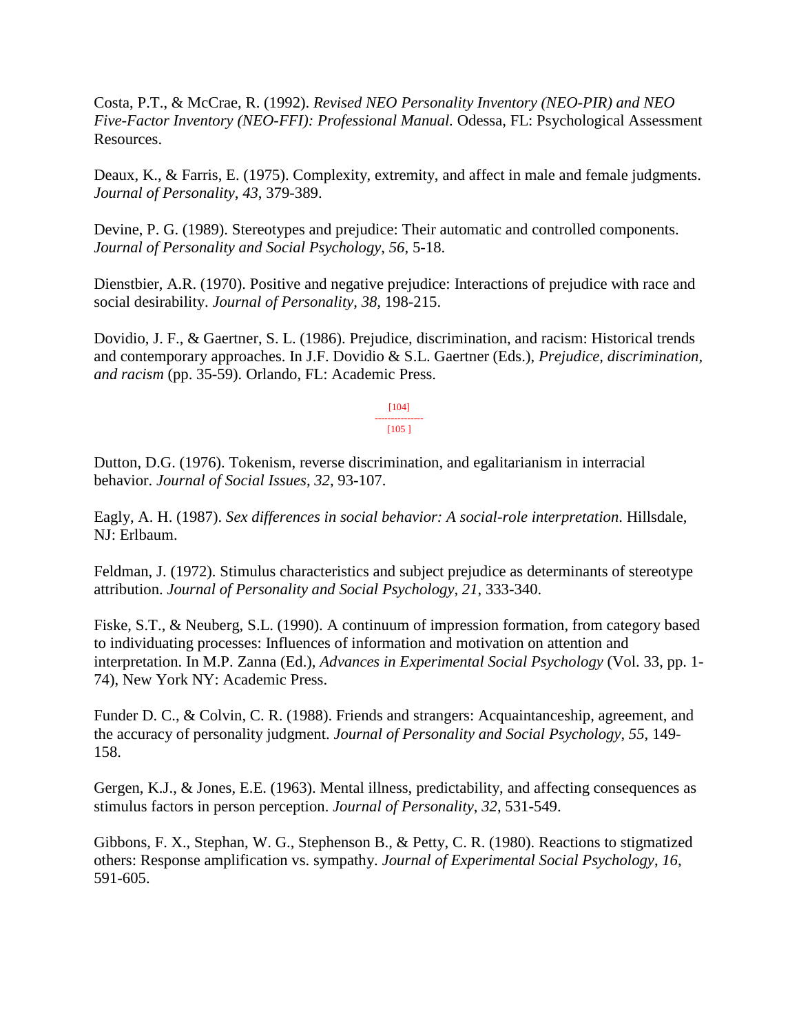Costa, P.T., & McCrae, R. (1992). *Revised NEO Personality Inventory (NEO-PIR) and NEO Five-Factor Inventory (NEO-FFI): Professional Manual*. Odessa, FL: Psychological Assessment Resources.

Deaux, K., & Farris, E. (1975). Complexity, extremity, and affect in male and female judgments. *Journal of Personality*, *43*, 379-389.

Devine, P. G. (1989). Stereotypes and prejudice: Their automatic and controlled components. *Journal of Personality and Social Psychology*, *56*, 5-18.

Dienstbier, A.R. (1970). Positive and negative prejudice: Interactions of prejudice with race and social desirability. *Journal of Personality*, *38,* 198-215.

Dovidio, J. F., & Gaertner, S. L. (1986). Prejudice, discrimination, and racism: Historical trends and contemporary approaches. In J.F. Dovidio & S.L. Gaertner (Eds.), *Prejudice, discrimination, and racism* (pp. 35-59). Orlando, FL: Academic Press.

Dutton, D.G. (1976). Tokenism, reverse discrimination, and egalitarianism in interracial behavior. *Journal of Social Issues*, *32*, 93-107.

Eagly, A. H. (1987). *Sex differences in social behavior: A social-role interpretation*. Hillsdale, NJ: Erlbaum.

Feldman, J. (1972). Stimulus characteristics and subject prejudice as determinants of stereotype attribution. *Journal of Personality and Social Psychology*, *21*, 333-340.

Fiske, S.T., & Neuberg, S.L. (1990). A continuum of impression formation, from category based to individuating processes: Influences of information and motivation on attention and interpretation. In M.P. Zanna (Ed.), *Advances in Experimental Social Psychology* (Vol. 33, pp. 1-74), New York NY: Academic Press.

Funder D. C., & Colvin, C. R. (1988). Friends and strangers: Acquaintanceship, agreement, and the accuracy of personality judgment. *Journal of Personality and Social Psychology*, *55*, 149-158.

Gergen, K.J., & Jones, E.E. (1963). Mental illness, predictability, and affecting consequences as stimulus factors in person perception. *Journal of Personality*, *32*, 531-549.

Gibbons, F. X., Stephan, W. G., Stephenson B., & Petty, C. R. (1980). Reactions to stigmatized others: Response amplification vs. sympathy. *Journal of Experimental Social Psychology*, *16*, 591-605.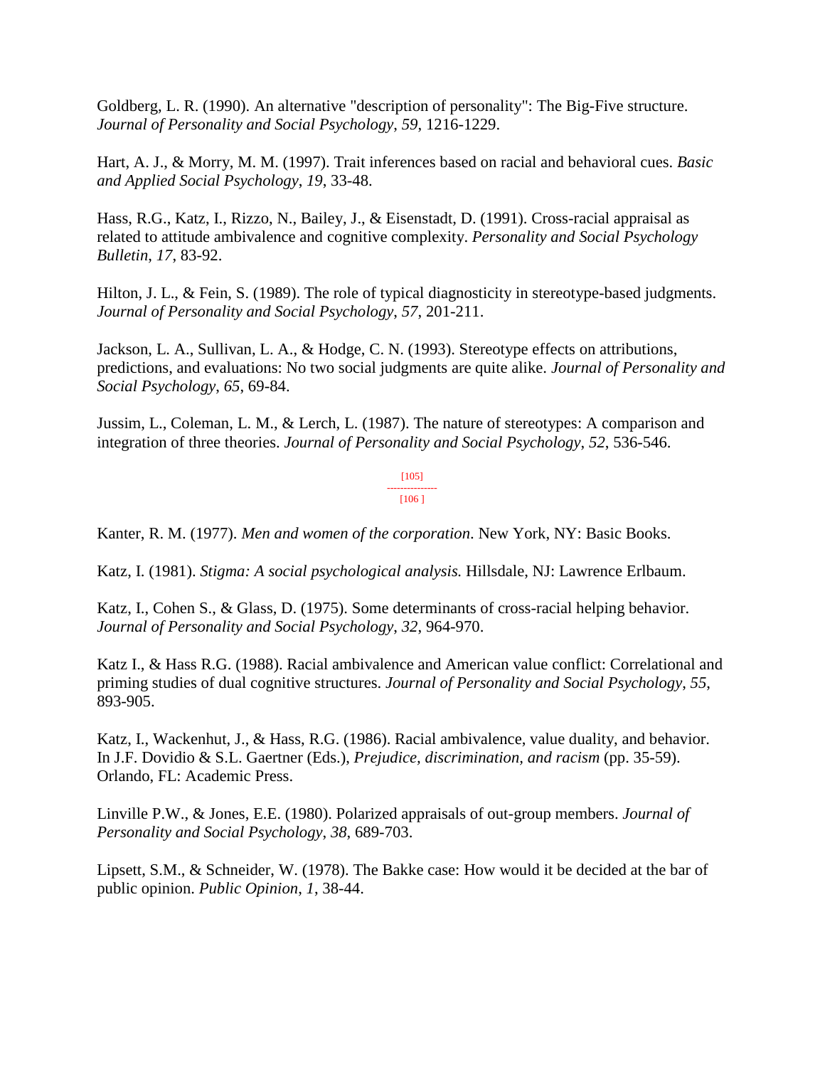Goldberg, L. R. (1990). An alternative "description of personality": The Big-Five structure. *Journal of Personality and Social Psychology*, *59*, 1216-1229.

Hart, A. J., & Morry, M. M. (1997). Trait inferences based on racial and behavioral cues. *Basic and Applied Social Psychology*, *19*, 33-48.

Hass, R.G., Katz, I., Rizzo, N., Bailey, J., & Eisenstadt, D. (1991). Cross-racial appraisal as related to attitude ambivalence and cognitive complexity. *Personality and Social Psychology Bulletin*, *17*, 83-92.

Hilton, J. L., & Fein, S. (1989). The role of typical diagnosticity in stereotype-based judgments. *Journal of Personality and Social Psychology*, *57*, 201-211.

Jackson, L. A., Sullivan, L. A., & Hodge, C. N. (1993). Stereotype effects on attributions, predictions, and evaluations: No two social judgments are quite alike. *Journal of Personality and Social Psychology*, *65*, 69-84.

Jussim, L., Coleman, L. M., & Lerch, L. (1987). The nature of stereotypes: A comparison and integration of three theories. *Journal of Personality and Social Psychology*, *52*, 536-546.

Kanter, R. M. (1977). *Men and women of the corporation*. New York, NY: Basic Books.

Katz, I. (1981). *Stigma: A social psychological analysis.* Hillsdale, NJ: Lawrence Erlbaum.

Katz, I., Cohen S., & Glass, D. (1975). Some determinants of cross-racial helping behavior. *Journal of Personality and Social Psychology*, *32*, 964-970.

Katz I., & Hass R.G. (1988). Racial ambivalence and American value conflict: Correlational and priming studies of dual cognitive structures. *Journal of Personality and Social Psychology*, *55*, 893-905.

Katz, I., Wackenhut, J., & Hass, R.G. (1986). Racial ambivalence, value duality, and behavior. In J.F. Dovidio & S.L. Gaertner (Eds.), *Prejudice, discrimination, and racism* (pp. 35-59). Orlando, FL: Academic Press.

Linville P.W., & Jones, E.E. (1980). Polarized appraisals of out-group members. *Journal of Personality and Social Psychology*, *38*, 689-703.

Lipsett, S.M., & Schneider, W. (1978). The Bakke case: How would it be decided at the bar of public opinion. *Public Opinion*, *1*, 38-44.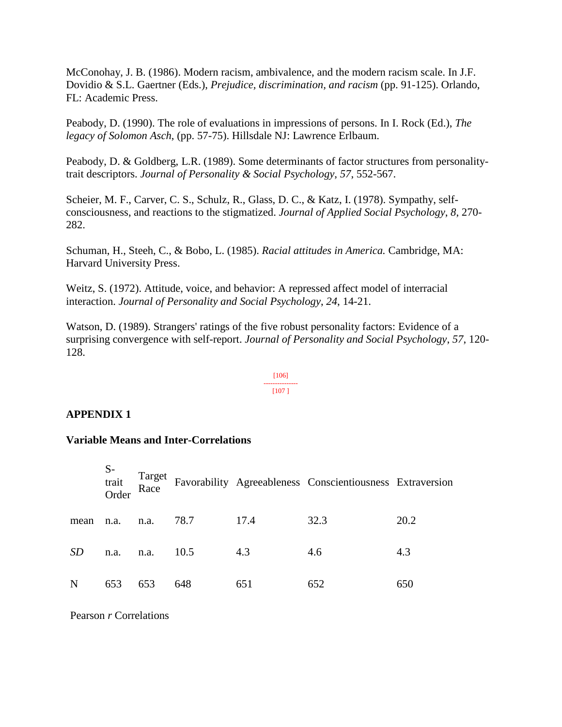McConohay, J. B. (1986). Modern racism, ambivalence, and the modern racism scale. In J.F. Dovidio & S.L. Gaertner (Eds.), *Prejudice, discrimination, and racism* (pp. 91-125). Orlando, FL: Academic Press.

Peabody, D. (1990). The role of evaluations in impressions of persons. In I. Rock (Ed.), *The legacy of Solomon Asch*, (pp. 57-75). Hillsdale NJ: Lawrence Erlbaum.

Peabody, D. & Goldberg, L.R. (1989). Some determinants of factor structures from personality-trait descriptors. *Journal of Personality & Social Psychology, 57,* 552-567.

Scheier, M. F., Carver, C. S., Schulz, R., Glass, D. C., & Katz, I. (1978). Sympathy, self-consciousness, and reactions to the stigmatized. *Journal of Applied Social Psychology*, *8*, 270-282.

Schuman, H., Steeh, C., & Bobo, L. (1985). *Racial attitudes in America.* Cambridge, MA: Harvard University Press.

Weitz, S. (1972). Attitude, voice, and behavior: A repressed affect model of interracial interaction. *Journal of Personality and Social Psychology*, *24*, 14-21.

Watson, D. (1989). Strangers' ratings of the five robust personality factors: Evidence of a surprising convergence with self-report. *Journal of Personality and Social Psychology*, *57*, 120-128.

[106]
---------------
[107 ]

## APPENDIX 1

### Variable Means and Inter-Correlations

| | S-trait Order | Target Race | Favorability | Agreeableness | Conscientiousness | Extraversion |
|---|---|---|---|---|---|---|
| mean | n.a. | n.a. | 78.7 | 17.4 | 32.3 | 20.2 |
| *SD* | n.a. | n.a. | 10.5 | 4.3 | 4.6 | 4.3 |
| N | 653 | 653 | 648 | 651 | 652 | 650 |

Pearson *r* Correlations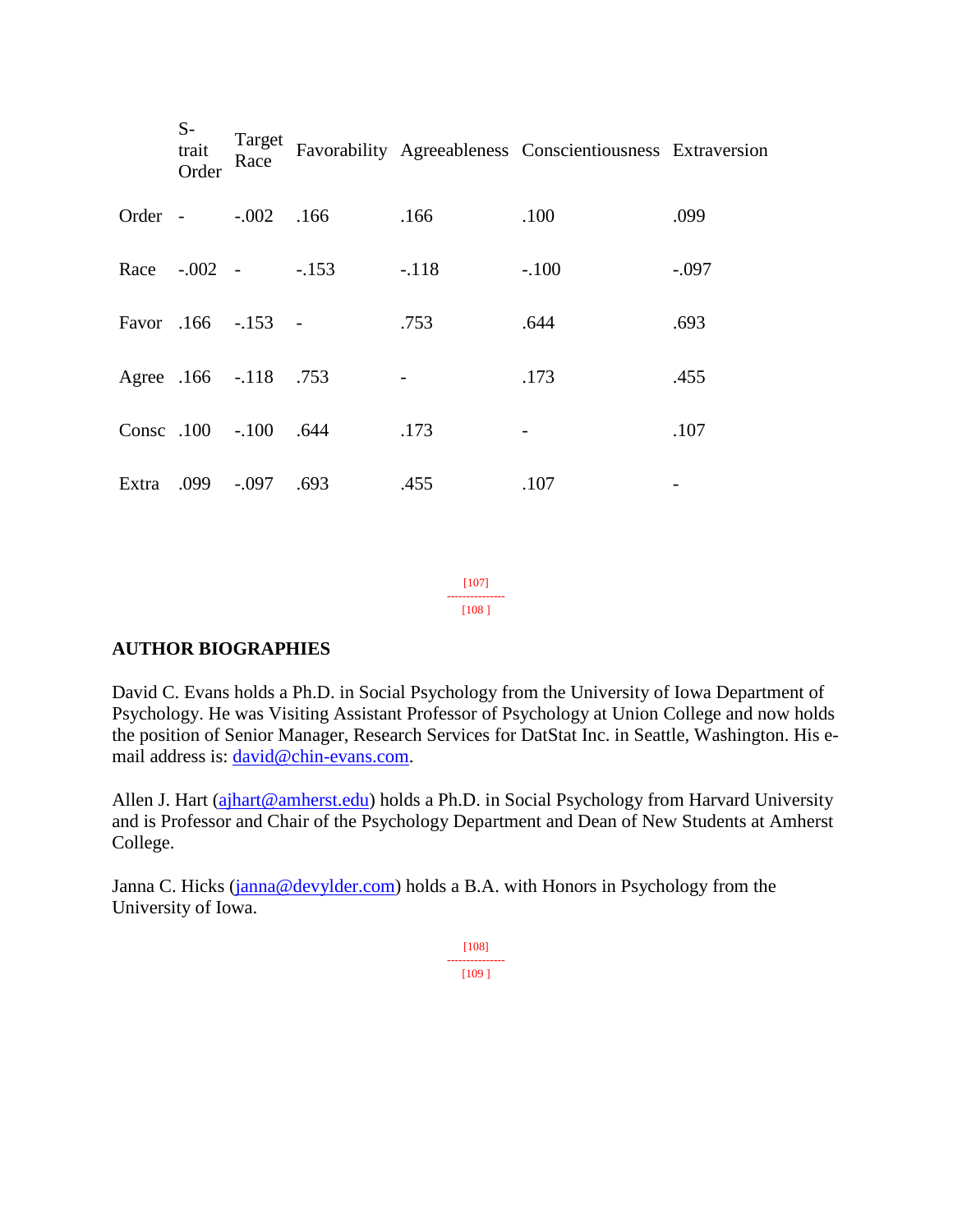| | S-trait Order | Target Race | Favorability | Agreeableness | Conscientiousness | Extraversion |
|---|---|---|---|---|---|---|
| Order | - | -.002 | .166 | .166 | .100 | .099 |
| Race | -.002 | - | -.153 | -.118 | -.100 | -.097 |
| Favor | .166 | -.153 | - | .753 | .644 | .693 |
| Agree | .166 | -.118 | .753 | - | .173 | .455 |
| Consc | .100 | -.100 | .644 | .173 | - | .107 |
| Extra | .099 | -.097 | .693 | .455 | .107 | - |

**AUTHOR BIOGRAPHIES**

David C. Evans holds a Ph.D. in Social Psychology from the University of Iowa Department of Psychology. He was Visiting Assistant Professor of Psychology at Union College and now holds the position of Senior Manager, Research Services for DatStat Inc. in Seattle, Washington. His e-mail address is: david@chin-evans.com.

Allen J. Hart (ajhart@amherst.edu) holds a Ph.D. in Social Psychology from Harvard University and is Professor and Chair of the Psychology Department and Dean of New Students at Amherst College.

Janna C. Hicks (janna@devylder.com) holds a B.A. with Honors in Psychology from the University of Iowa.